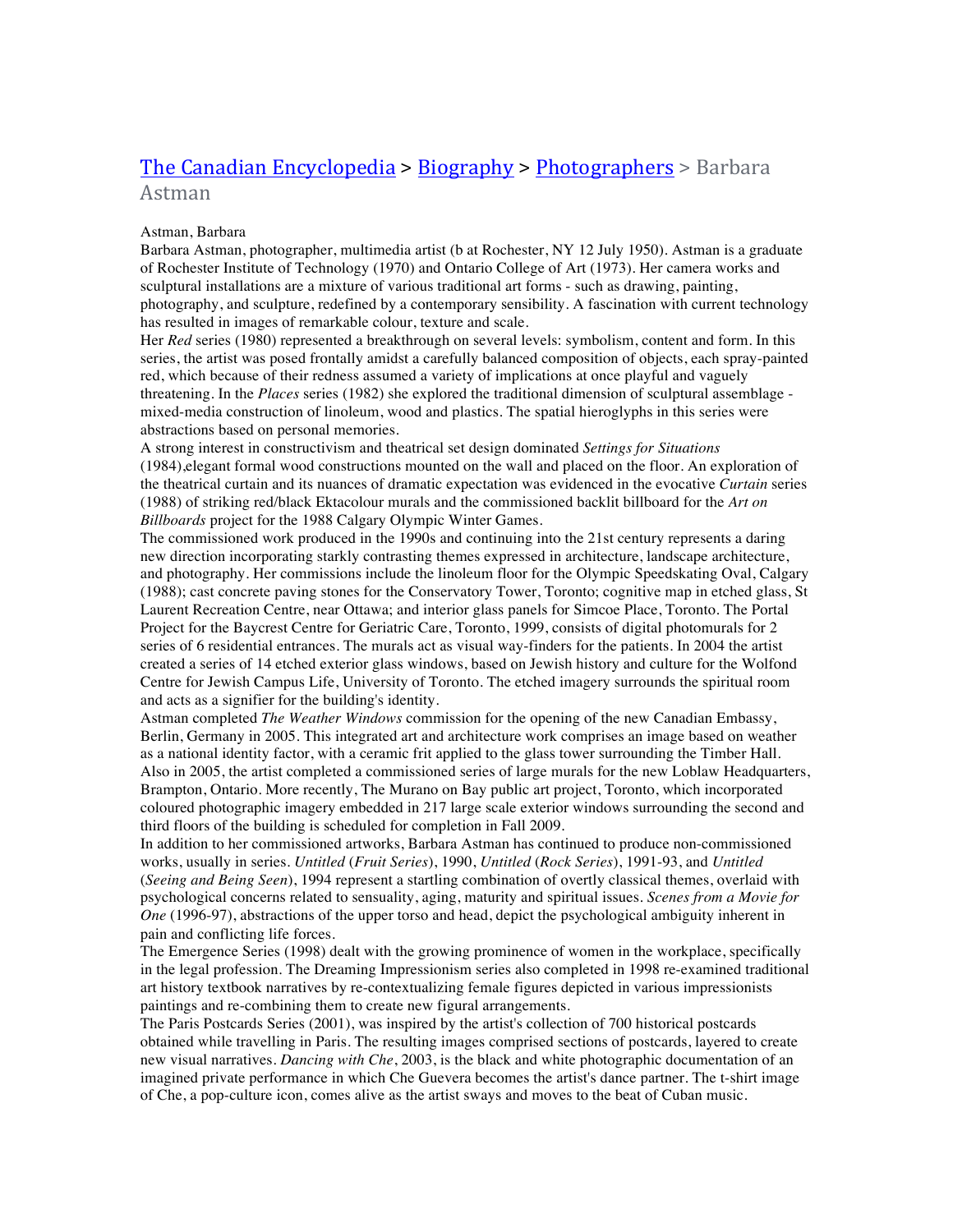[The Canadian Encyclopedia](#) > [Biography](#) > [Photographers](#) > Barbara Astman

Astman, Barbara

Barbara Astman, photographer, multimedia artist (b at Rochester, NY 12 July 1950). Astman is a graduate of Rochester Institute of Technology (1970) and Ontario College of Art (1973). Her camera works and sculptural installations are a mixture of various traditional art forms - such as drawing, painting, photography, and sculpture, redefined by a contemporary sensibility. A fascination with current technology has resulted in images of remarkable colour, texture and scale.

Her *Red* series (1980) represented a breakthrough on several levels: symbolism, content and form. In this series, the artist was posed frontally amidst a carefully balanced composition of objects, each spray-painted red, which because of their redness assumed a variety of implications at once playful and vaguely threatening. In the *Places* series (1982) she explored the traditional dimension of sculptural assemblage - mixed-media construction of linoleum, wood and plastics. The spatial hieroglyphs in this series were abstractions based on personal memories.

A strong interest in constructivism and theatrical set design dominated *Settings for Situations* (1984),elegant formal wood constructions mounted on the wall and placed on the floor. An exploration of the theatrical curtain and its nuances of dramatic expectation was evidenced in the evocative *Curtain* series (1988) of striking red/black Ektacolour murals and the commissioned backlit billboard for the *Art on Billboards* project for the 1988 Calgary Olympic Winter Games.

The commissioned work produced in the 1990s and continuing into the 21st century represents a daring new direction incorporating starkly contrasting themes expressed in architecture, landscape architecture, and photography. Her commissions include the linoleum floor for the Olympic Speedskating Oval, Calgary (1988); cast concrete paving stones for the Conservatory Tower, Toronto; cognitive map in etched glass, St Laurent Recreation Centre, near Ottawa; and interior glass panels for Simcoe Place, Toronto. The Portal Project for the Baycrest Centre for Geriatric Care, Toronto, 1999, consists of digital photomurals for 2 series of 6 residential entrances. The murals act as visual way-finders for the patients. In 2004 the artist created a series of 14 etched exterior glass windows, based on Jewish history and culture for the Wolfond Centre for Jewish Campus Life, University of Toronto. The etched imagery surrounds the spiritual room and acts as a signifier for the building's identity.

Astman completed *The Weather Windows* commission for the opening of the new Canadian Embassy, Berlin, Germany in 2005. This integrated art and architecture work comprises an image based on weather as a national identity factor, with a ceramic frit applied to the glass tower surrounding the Timber Hall. Also in 2005, the artist completed a commissioned series of large murals for the new Loblaw Headquarters, Brampton, Ontario. More recently, The Murano on Bay public art project, Toronto, which incorporated coloured photographic imagery embedded in 217 large scale exterior windows surrounding the second and third floors of the building is scheduled for completion in Fall 2009.

In addition to her commissioned artworks, Barbara Astman has continued to produce non-commissioned works, usually in series. *Untitled* (*Fruit Series*), 1990, *Untitled* (*Rock Series*), 1991-93, and *Untitled* (*Seeing and Being Seen*), 1994 represent a startling combination of overtly classical themes, overlaid with psychological concerns related to sensuality, aging, maturity and spiritual issues. *Scenes from a Movie for One* (1996-97), abstractions of the upper torso and head, depict the psychological ambiguity inherent in pain and conflicting life forces.

The Emergence Series (1998) dealt with the growing prominence of women in the workplace, specifically in the legal profession. The Dreaming Impressionism series also completed in 1998 re-examined traditional art history textbook narratives by re-contextualizing female figures depicted in various impressionists paintings and re-combining them to create new figural arrangements.

The Paris Postcards Series (2001), was inspired by the artist's collection of 700 historical postcards obtained while travelling in Paris. The resulting images comprised sections of postcards, layered to create new visual narratives. *Dancing with Che*, 2003, is the black and white photographic documentation of an imagined private performance in which Che Guevera becomes the artist's dance partner. The t-shirt image of Che, a pop-culture icon, comes alive as the artist sways and moves to the beat of Cuban music.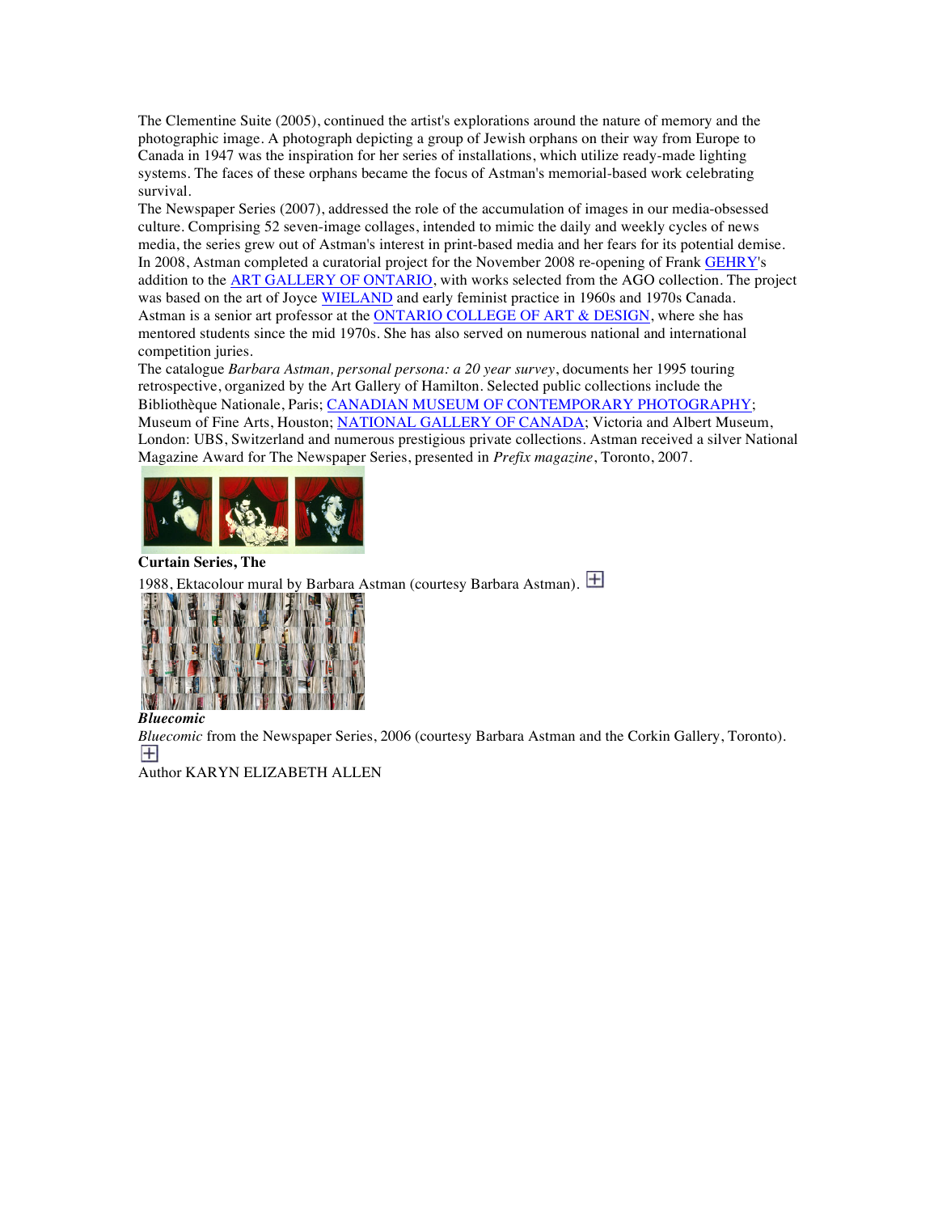The Clementine Suite (2005), continued the artist's explorations around the nature of memory and the photographic image. A photograph depicting a group of Jewish orphans on their way from Europe to Canada in 1947 was the inspiration for her series of installations, which utilize ready-made lighting systems. The faces of these orphans became the focus of Astman's memorial-based work celebrating survival.

The Newspaper Series (2007), addressed the role of the accumulation of images in our media-obsessed culture. Comprising 52 seven-image collages, intended to mimic the daily and weekly cycles of news media, the series grew out of Astman's interest in print-based media and her fears for its potential demise.

In 2008, Astman completed a curatorial project for the November 2008 re-opening of Frank GEHRY's addition to the ART GALLERY OF ONTARIO, with works selected from the AGO collection. The project was based on the art of Joyce WIELAND and early feminist practice in 1960s and 1970s Canada.

Astman is a senior art professor at the ONTARIO COLLEGE OF ART & DESIGN, where she has mentored students since the mid 1970s. She has also served on numerous national and international competition juries.

The catalogue *Barbara Astman, personal persona: a 20 year survey*, documents her 1995 touring retrospective, organized by the Art Gallery of Hamilton. Selected public collections include the Bibliothèque Nationale, Paris; CANADIAN MUSEUM OF CONTEMPORARY PHOTOGRAPHY; Museum of Fine Arts, Houston; NATIONAL GALLERY OF CANADA; Victoria and Albert Museum, London: UBS, Switzerland and numerous prestigious private collections. Astman received a silver National Magazine Award for The Newspaper Series, presented in *Prefix magazine*, Toronto, 2007.

**Curtain Series, The**

1988, Ektacolour mural by Barbara Astman (courtesy Barbara Astman).

***Bluecomic***

*Bluecomic* from the Newspaper Series, 2006 (courtesy Barbara Astman and the Corkin Gallery, Toronto).

Author KARYN ELIZABETH ALLEN